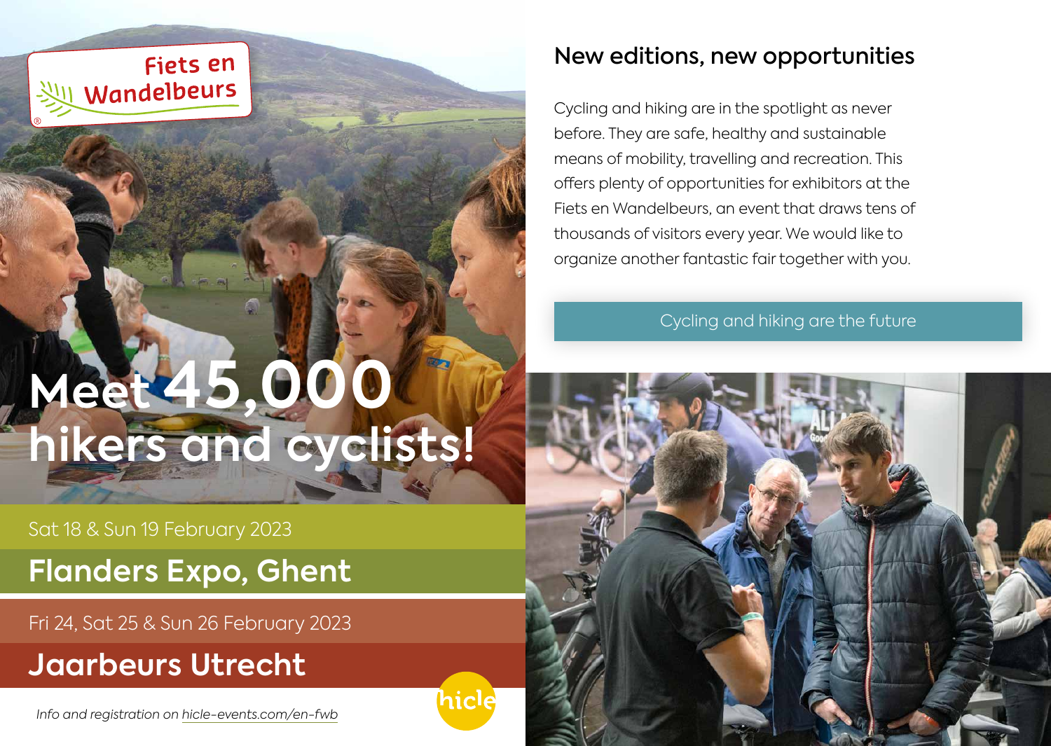Fiets en Wandelbeurs®

# Meet 45,000 hikers and cyclists!

Sat 18 & Sun 19 February 2023

## Flanders Expo, Ghent

Fri 24, Sat 25 & Sun 26 February 2023

## Jaarbeurs Utrecht

*Info and registration on hicle-events.com/en-fwb*

hicle

## New editions, new opportunities

Cycling and hiking are in the spotlight as never before. They are safe, healthy and sustainable means of mobility, travelling and recreation. This offers plenty of opportunities for exhibitors at the Fiets en Wandelbeurs, an event that draws tens of thousands of visitors every year. We would like to organize another fantastic fair together with you.

Cycling and hiking are the future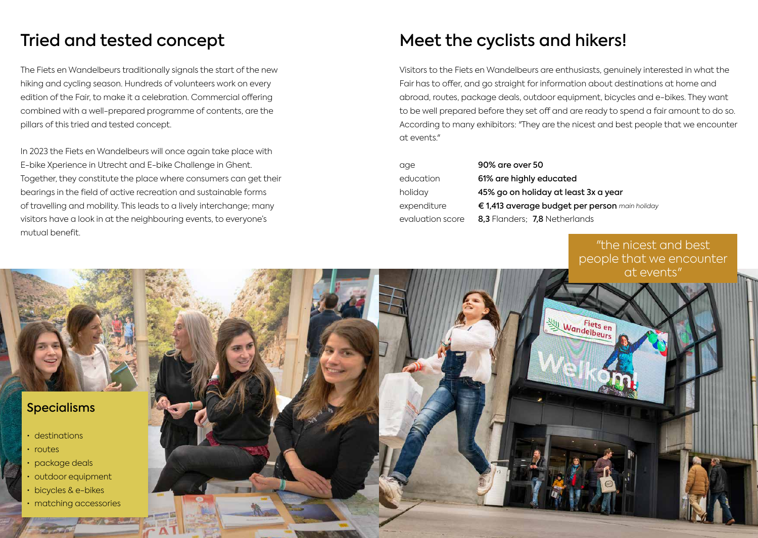## Tried and tested concept

The Fiets en Wandelbeurs traditionally signals the start of the new hiking and cycling season. Hundreds of volunteers work on every edition of the Fair, to make it a celebration. Commercial offering combined with a well-prepared programme of contents, are the pillars of this tried and tested concept.

In 2023 the Fiets en Wandelbeurs will once again take place with E-bike Xperience in Utrecht and E-bike Challenge in Ghent. Together, they constitute the place where consumers can get their bearings in the field of active recreation and sustainable forms of travelling and mobility. This leads to a lively interchange; many visitors have a look in at the neighbouring events, to everyone's mutual benefit.

### Specialisms

- destinations
- routes
- package deals
- outdoor equipment
- bicycles & e-bikes
- matching accessories

## Meet the cyclists and hikers!

Visitors to the Fiets en Wandelbeurs are enthusiasts, genuinely interested in what the Fair has to offer, and go straight for information about destinations at home and abroad, routes, package deals, outdoor equipment, bicycles and e-bikes. They want to be well prepared before they set off and are ready to spend a fair amount to do so. According to many exhibitors: "They are the nicest and best people that we encounter at events."

| | |
|---|---|
| age | **90% are over 50** |
| education | **61% are highly educated** |
| holiday | **45% go on holiday at least 3x a year** |
| expenditure | **€ 1,413 average budget per person** *main holiday* |
| evaluation score | **8,3** Flanders; **7,8** Netherlands |

"the nicest and best people that we encounter at events"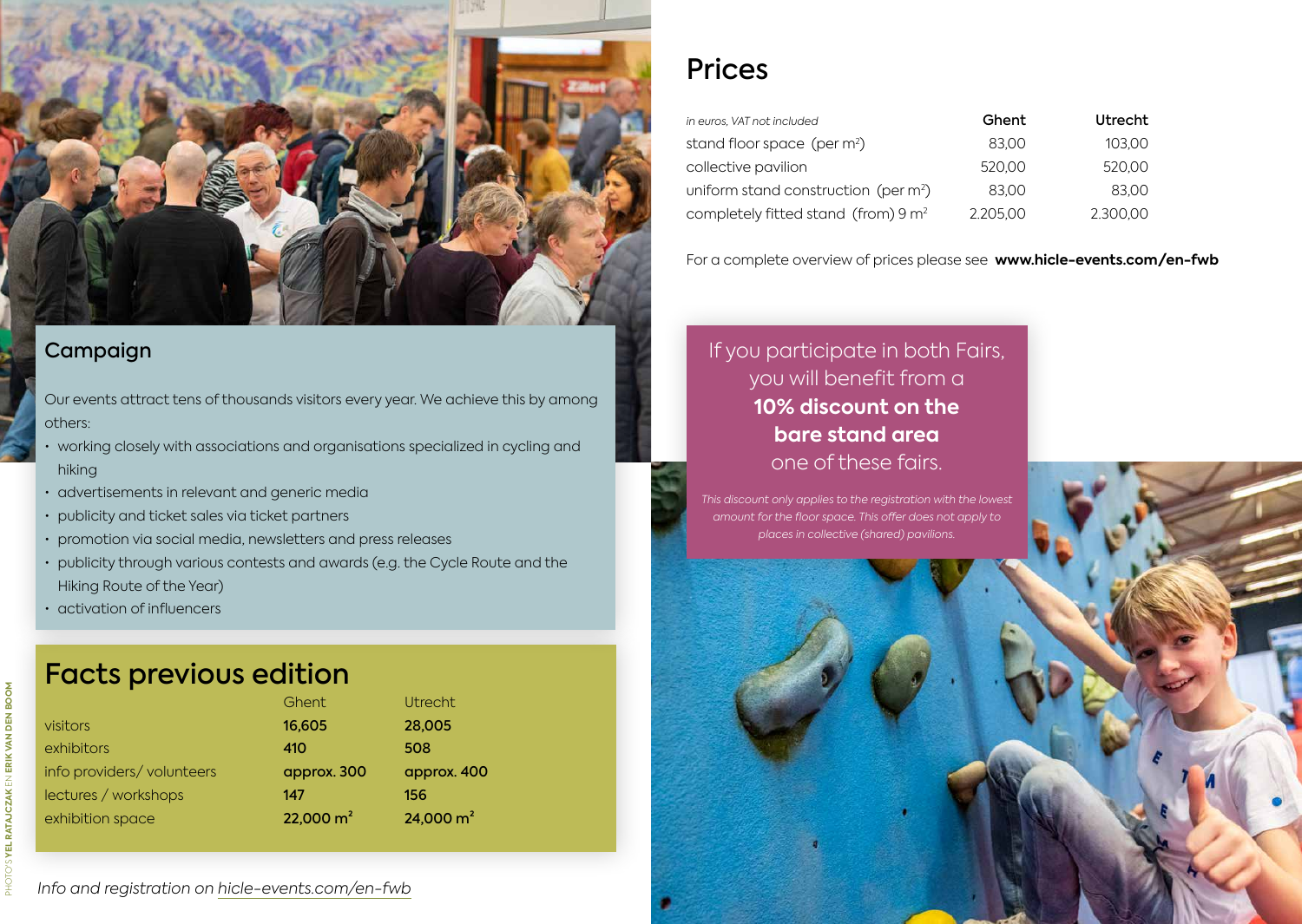## Campaign

Our events attract tens of thousands visitors every year. We achieve this by among others:

- working closely with associations and organisations specialized in cycling and hiking
- advertisements in relevant and generic media
- publicity and ticket sales via ticket partners
- promotion via social media, newsletters and press releases
- publicity through various contests and awards (e.g. the Cycle Route and the Hiking Route of the Year)
- activation of influencers

## Facts previous edition

| | Ghent | Utrecht |
|---|---|---|
| visitors | **16,605** | **28,005** |
| exhibitors | **410** | **508** |
| info providers/ volunteers | **approx. 300** | **approx. 400** |
| lectures / workshops | **147** | **156** |
| exhibition space | **22,000 m²** | **24,000 m²** |

*Info and registration on hicle-events.com/en-fwb*

## Prices

| *in euros, VAT not included* | **Ghent** | **Utrecht** |
|---|---|---|
| stand floor space (per m²) | 83,00 | 103,00 |
| collective pavilion | 520,00 | 520,00 |
| uniform stand construction (per m²) | 83,00 | 83,00 |
| completely fitted stand (from) 9 m² | 2.205,00 | 2.300,00 |

For a complete overview of prices please see **www.hicle-events.com/en-fwb**

If you participate in both Fairs, you will benefit from a **10% discount on the bare stand area** one of these fairs.

*This discount only applies to the registration with the lowest amount for the floor space. This offer does not apply to places in collective (shared) pavilions.*

PHOTO'S **YEL RATAJCZAK** EN **ERIK VAN DEN BOOM**